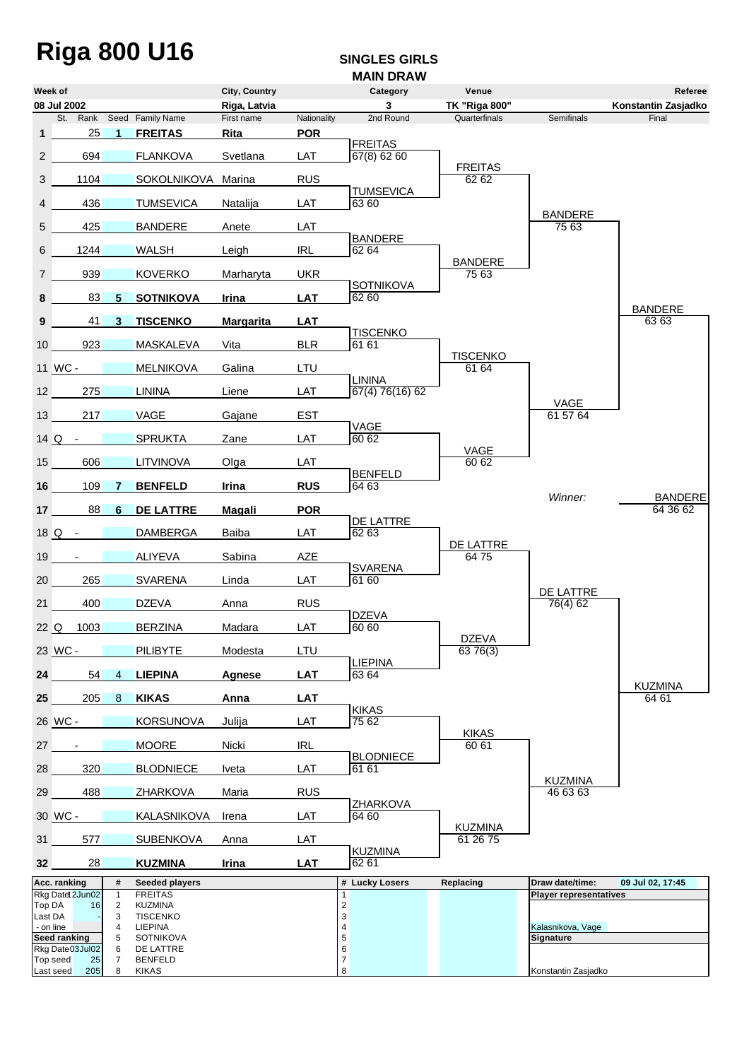# Riga 800 U16

## SINGLES GIRLS
## MAIN DRAW

| Week of | City, Country | Category | Venue | Referee |
|---|---|---|---|---|
| 08 Jul 2002 | Riga, Latvia | 3 | TK "Riga 800" | Konstantin Zasjadko |

| # | St. | Rank | Seed | Family Name | First name | Nationality | 2nd Round | Quarterfinals | Semifinals | Final |
|---|---|---|---|---|---|---|---|---|---|---|
| **1** | | 25 | **1** | **FREITAS** | **Rita** | **POR** | FREITAS 67(8) 62 60 | FREITAS 62 62 | BANDERE 75 63 | BANDERE 63 63 |
| 2 | | 694 | | FLANKOVA | Svetlana | LAT | | | | |
| 3 | | 1104 | | SOKOLNIKOVA | Marina | RUS | TUMSEVICA 63 60 | | | |
| 4 | | 436 | | TUMSEVICA | Natalija | LAT | | | | |
| 5 | | 425 | | BANDERE | Anete | LAT | BANDERE 62 64 | BANDERE 75 63 | | |
| 6 | | 1244 | | WALSH | Leigh | IRL | | | | |
| 7 | | 939 | | KOVERKO | Marharyta | UKR | SOTNIKOVA 62 60 | | | |
| **8** | | 83 | **5** | **SOTNIKOVA** | **Irina** | **LAT** | | | | |
| **9** | | 41 | **3** | **TISCENKO** | **Margarita** | **LAT** | TISCENKO 61 61 | TISCENKO 61 64 | VAGE 61 57 64 | |
| 10 | | 923 | | MASKALEVA | Vita | BLR | | | | |
| 11 | WC | - | | MELNIKOVA | Galina | LTU | LININA 67(4) 76(16) 62 | | | |
| 12 | | 275 | | LININA | Liene | LAT | | | | |
| 13 | | 217 | | VAGE | Gajane | EST | VAGE 60 62 | VAGE 60 62 | | |
| 14 | Q | - | | SPRUKTA | Zane | LAT | | | | |
| 15 | | 606 | | LITVINOVA | Olga | LAT | BENFELD 64 63 | | | |
| **16** | | 109 | **7** | **BENFELD** | **Irina** | **RUS** | | | | |
| **17** | | 88 | **6** | **DE LATTRE** | **Magali** | **POR** | DE LATTRE 62 63 | DE LATTRE 64 75 | DE LATTRE 76(4) 62 | KUZMINA 64 61 |
| 18 | Q | - | | DAMBERGA | Baiba | LAT | | | | |
| 19 | | - | | ALIYEVA | Sabina | AZE | SVARENA 61 60 | | | |
| 20 | | 265 | | SVARENA | Linda | LAT | | | | |
| 21 | | 400 | | DZEVA | Anna | RUS | DZEVA 60 60 | DZEVA 63 76(3) | | |
| 22 | Q | 1003 | | BERZINA | Madara | LAT | | | | |
| 23 | WC | - | | PILIBYTE | Modesta | LTU | LIEPINA 63 64 | | | |
| **24** | | 54 | 4 | **LIEPINA** | **Agnese** | **LAT** | | | | |
| **25** | | 205 | 8 | **KIKAS** | **Anna** | **LAT** | KIKAS 75 62 | KIKAS 60 61 | KUZMINA 46 63 63 | |
| 26 | WC | - | | KORSUNOVA | Julija | LAT | | | | |
| 27 | | - | | MOORE | Nicki | IRL | BLODNIECE 61 61 | | | |
| 28 | | 320 | | BLODNIECE | Iveta | LAT | | | | |
| 29 | | 488 | | ZHARKOVA | Maria | RUS | ZHARKOVA 64 60 | KUZMINA 61 26 75 | | |
| 30 | WC | - | | KALASNIKOVA | Irena | LAT | | | | |
| 31 | | 577 | | SUBENKOVA | Anna | LAT | KUZMINA 62 61 | | | |
| **32** | | 28 | | **KUZMINA** | **Irina** | **LAT** | | | | |

*Winner:* BANDERE 64 36 62

| Acc. ranking | | # | Seeded players | # | Lucky Losers | Replacing | Draw date/time: | 09 Jul 02, 17:45 |
|---|---|---|---|---|---|---|---|---|
| Rkg Date | 12Jun02 | 1 | FREITAS | 1 | | | **Player representatives** | |
| Top DA | 16 | 2 | KUZMINA | 2 | | | | |
| Last DA | - | 3 | TISCENKO | 3 | | | | |
| - on line | | 4 | LIEPINA | 4 | | | Kalasnikova, Vage | |
| **Seed ranking** | | 5 | SOTNIKOVA | 5 | | | **Signature** | |
| Rkg Date | 03Jul02 | 6 | DE LATTRE | 6 | | | | |
| Top seed | 25 | 7 | BENFELD | 7 | | | | |
| Last seed | 205 | 8 | KIKAS | 8 | | | Konstantin Zasjadko | |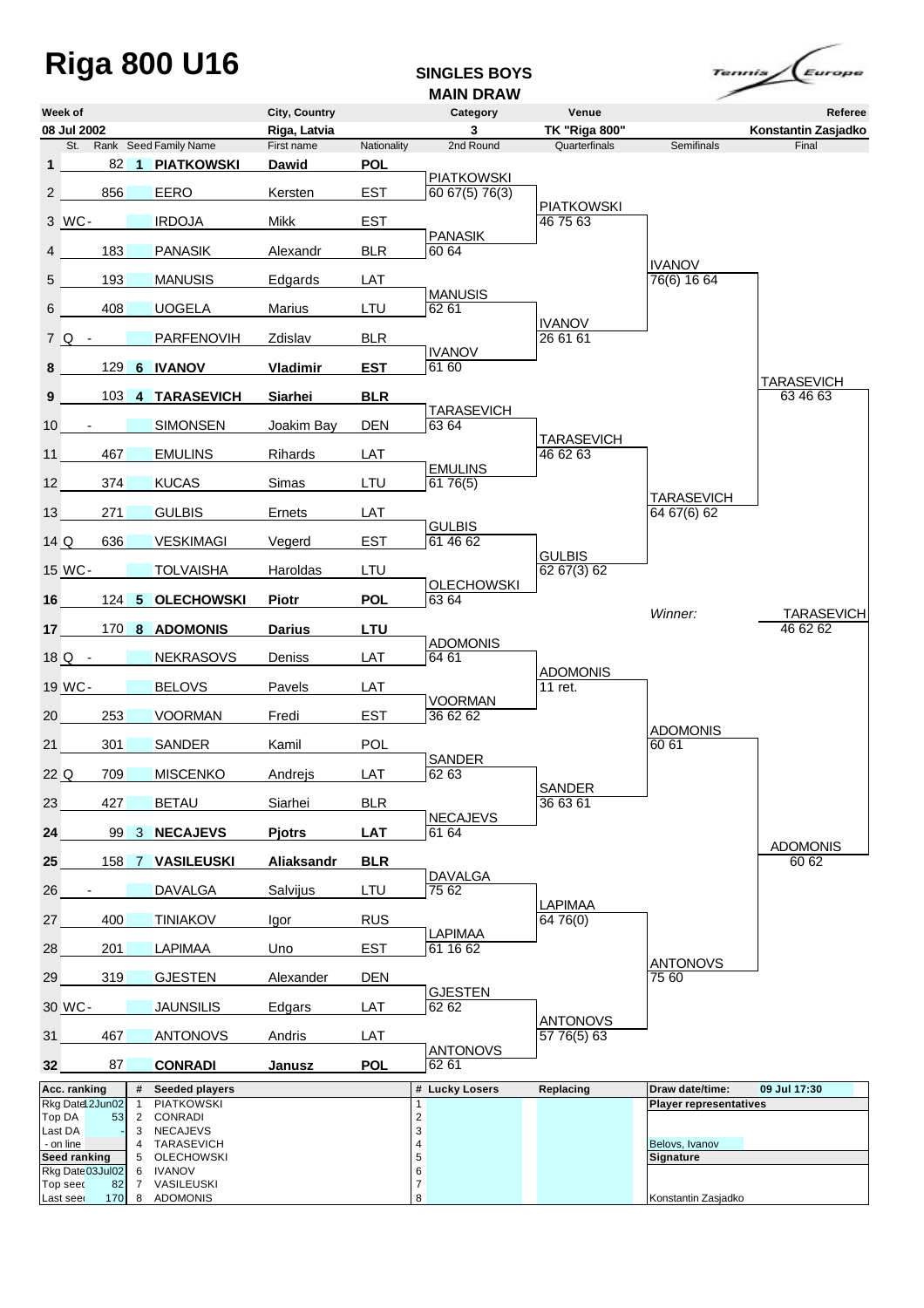# Riga 800 U16

**SINGLES BOYS**
**MAIN DRAW**

| Week of | City, Country | Category | Venue | Referee |
|---|---|---|---|---|
| 08 Jul 2002 | Riga, Latvia | 3 | TK "Riga 800" | Konstantin Zasjadko |

| St. | | Rank | Seed | Family Name | First name | Nationality |
|---|---|---|---|---|---|---|
| 1 | | 82 | 1 | **PIATKOWSKI** | **Dawid** | **POL** |
| 2 | | 856 | | EERO | Kersten | EST |
| 3 | WC | - | | IRDOJA | Mikk | EST |
| 4 | | 183 | | PANASIK | Alexandr | BLR |
| 5 | | 193 | | MANUSIS | Edgards | LAT |
| 6 | | 408 | | UOGELA | Marius | LTU |
| 7 | Q | - | | PARFENOVIH | Zdislav | BLR |
| 8 | | 129 | 6 | **IVANOV** | **Vladimir** | **EST** |
| 9 | | 103 | 4 | **TARASEVICH** | **Siarhei** | **BLR** |
| 10 | | - | | SIMONSEN | Joakim Bay | DEN |
| 11 | | 467 | | EMULINS | Rihards | LAT |
| 12 | | 374 | | KUCAS | Simas | LTU |
| 13 | | 271 | | GULBIS | Ernets | LAT |
| 14 | Q | 636 | | VESKIMAGI | Vegerd | EST |
| 15 | WC | - | | TOLVAISHA | Haroldas | LTU |
| 16 | | 124 | 5 | **OLECHOWSKI** | **Piotr** | **POL** |
| 17 | | 170 | 8 | **ADOMONIS** | **Darius** | **LTU** |
| 18 | Q | - | | NEKRASOVS | Deniss | LAT |
| 19 | WC | - | | BELOVS | Pavels | LAT |
| 20 | | 253 | | VOORMAN | Fredi | EST |
| 21 | | 301 | | SANDER | Kamil | POL |
| 22 | Q | 709 | | MISCENKO | Andrejs | LAT |
| 23 | | 427 | | BETAU | Siarhei | BLR |
| 24 | | 99 | 3 | **NECAJEVS** | **Pjotrs** | **LAT** |
| 25 | | 158 | 7 | **VASILEUSKI** | **Aliaksandr** | **BLR** |
| 26 | | - | | DAVALGA | Salvijus | LTU |
| 27 | | 400 | | TINIAKOV | Igor | RUS |
| 28 | | 201 | | LAPIMAA | Uno | EST |
| 29 | | 319 | | GJESTEN | Alexander | DEN |
| 30 | WC | - | | JAUNSILIS | Edgars | LAT |
| 31 | | 467 | | ANTONOVS | Andris | LAT |
| 32 | | 87 | | **CONRADI** | **Janusz** | **POL** |

**2nd Round**

| Match | Winner | Score |
|---|---|---|
| 1–2 | PIATKOWSKI | 60 67(5) 76(3) |
| 3–4 | PANASIK | 60 64 |
| 5–6 | MANUSIS | 62 61 |
| 7–8 | IVANOV | 61 60 |
| 9–10 | TARASEVICH | 63 64 |
| 11–12 | EMULINS | 61 76(5) |
| 13–14 | GULBIS | 61 46 62 |
| 15–16 | OLECHOWSKI | 63 64 |
| 17–18 | ADOMONIS | 64 61 |
| 19–20 | VOORMAN | 36 62 62 |
| 21–22 | SANDER | 62 63 |
| 23–24 | NECAJEVS | 61 64 |
| 25–26 | DAVALGA | 75 62 |
| 27–28 | LAPIMAA | 61 16 62 |
| 29–30 | GJESTEN | 62 62 |
| 31–32 | ANTONOVS | 62 61 |

**Quarterfinals**

| Winner | Score |
|---|---|
| PIATKOWSKI | 46 75 63 |
| IVANOV | 26 61 61 |
| TARASEVICH | 46 62 63 |
| GULBIS | 62 67(3) 62 |
| ADOMONIS | 11 ret. |
| SANDER | 36 63 61 |
| LAPIMAA | 64 76(0) |
| ANTONOVS | 57 76(5) 63 |

**Semifinals**

| Winner | Score |
|---|---|
| IVANOV | 76(6) 16 64 |
| TARASEVICH | 64 67(6) 62 |
| ADOMONIS | 60 61 |
| ANTONOVS | 75 60 |

**Final**

| Winner | Score |
|---|---|
| TARASEVICH | 63 46 63 |
| ADOMONIS | 60 62 |

*Winner:* TARASEVICH 46 62 62

| Acc. ranking | | # | Seeded players | # | Lucky Losers | Replacing | Draw date/time: | 09 Jul 17:30 |
|---|---|---|---|---|---|---|---|---|
| Rkg Date | 12Jun02 | 1 | PIATKOWSKI | 1 | | | **Player representatives** | |
| Top DA | 53 | 2 | CONRADI | 2 | | | | |
| Last DA | - | 3 | NECAJEVS | 3 | | | | |
| - on line | | 4 | TARASEVICH | 4 | | | Belovs, Ivanov | |
| **Seed ranking** | | 5 | OLECHOWSKI | 5 | | | **Signature** | |
| Rkg Date | 03Jul02 | 6 | IVANOV | 6 | | | | |
| Top seed | 82 | 7 | VASILEUSKI | 7 | | | | |
| Last seed | 170 | 8 | ADOMONIS | 8 | | | Konstantin Zasjadko | |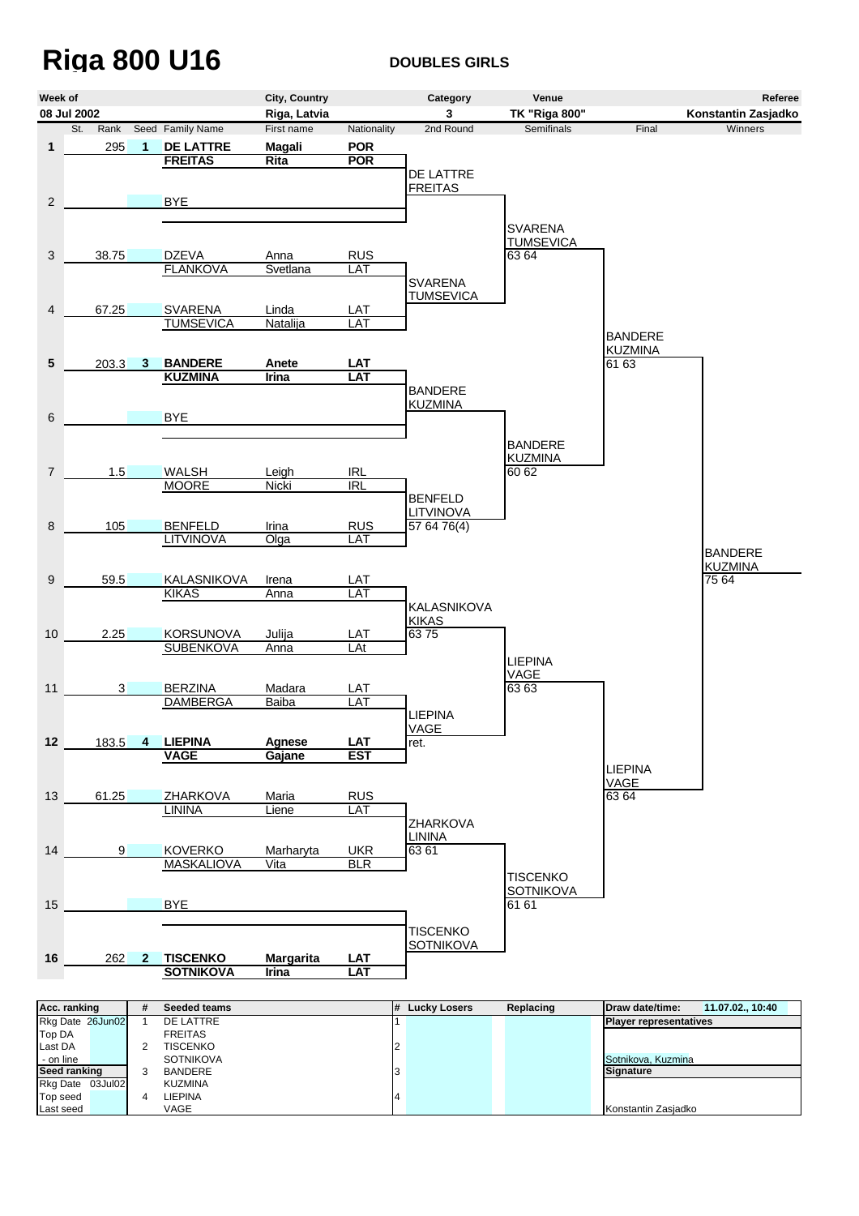# Riga 800 U16

**DOUBLES GIRLS**

| Week of | City, Country | Category | Venue | Referee |
|---|---|---|---|---|
| 08 Jul 2002 | Riga, Latvia | 3 | TK "Riga 800" | Konstantin Zasjadko |

| # | St. | Rank | Seed | Family Name | First name | Nationality | 2nd Round | Semifinals | Final | Winners |
|---|---|---|---|---|---|---|---|---|---|---|
| 1 | | 295 | 1 | **DE LATTRE** / **FREITAS** | **Magali** / **Rita** | **POR** / **POR** | DE LATTRE / FREITAS | | | |
| 2 | | | | BYE | | | | SVARENA / TUMSEVICA 63 64 | | |
| 3 | | 38.75 | | DZEVA / FLANKOVA | Anna / Svetlana | RUS / LAT | SVARENA / TUMSEVICA | | | |
| 4 | | 67.25 | | SVARENA / TUMSEVICA | Linda / Natalija | LAT / LAT | | | BANDERE / KUZMINA 61 63 | |
| 5 | | 203.3 | 3 | **BANDERE** / **KUZMINA** | **Anete** / **Irina** | **LAT** / **LAT** | BANDERE / KUZMINA | | | |
| 6 | | | | BYE | | | | BANDERE / KUZMINA 60 62 | | |
| 7 | | 1.5 | | WALSH / MOORE | Leigh / Nicki | IRL / IRL | BENFELD / LITVINOVA 57 64 76(4) | | | |
| 8 | | 105 | | BENFELD / LITVINOVA | Irina / Olga | RUS / LAT | | | | BANDERE / KUZMINA 75 64 |
| 9 | | 59.5 | | KALASNIKOVA / KIKAS | Irena / Anna | LAT / LAT | KALASNIKOVA / KIKAS 63 75 | | | |
| 10 | | 2.25 | | KORSUNOVA / SUBENKOVA | Julija / Anna | LAT / LAt | | LIEPINA / VAGE 63 63 | | |
| 11 | | 3 | | BERZINA / DAMBERGA | Madara / Baiba | LAT / LAT | LIEPINA / VAGE ret. | | | |
| 12 | | 183.5 | 4 | **LIEPINA** / **VAGE** | **Agnese** / **Gajane** | **LAT** / **EST** | | | LIEPINA / VAGE 63 64 | |
| 13 | | 61.25 | | ZHARKOVA / LININA | Maria / Liene | RUS / LAT | ZHARKOVA / LININA 63 61 | | | |
| 14 | | 9 | | KOVERKO / MASKALIOVA | Marharyta / Vita | UKR / BLR | | TISCENKO / SOTNIKOVA 61 61 | | |
| 15 | | | | BYE | | | TISCENKO / SOTNIKOVA | | | |
| 16 | | 262 | 2 | **TISCENKO** / **SOTNIKOVA** | **Margarita** / **Irina** | **LAT** / **LAT** | | | | |

| Acc. ranking | # | Seeded teams | # | Lucky Losers | Replacing | Draw date/time: 11.07.02., 10:40 |
|---|---|---|---|---|---|---|
| Rkg Date 26Jun02 | 1 | DE LATTRE | 1 | | | Player representatives |
| Top DA | | FREITAS | | | | |
| Last DA | 2 | TISCENKO | 2 | | | |
| - on line | | SOTNIKOVA | | | | Sotnikova, Kuzmina |
| Seed ranking | 3 | BANDERE | 3 | | | Signature |
| Rkg Date 03Jul02 | | KUZMINA | | | | |
| Top seed | 4 | LIEPINA | 4 | | | |
| Last seed | | VAGE | | | | Konstantin Zasjadko |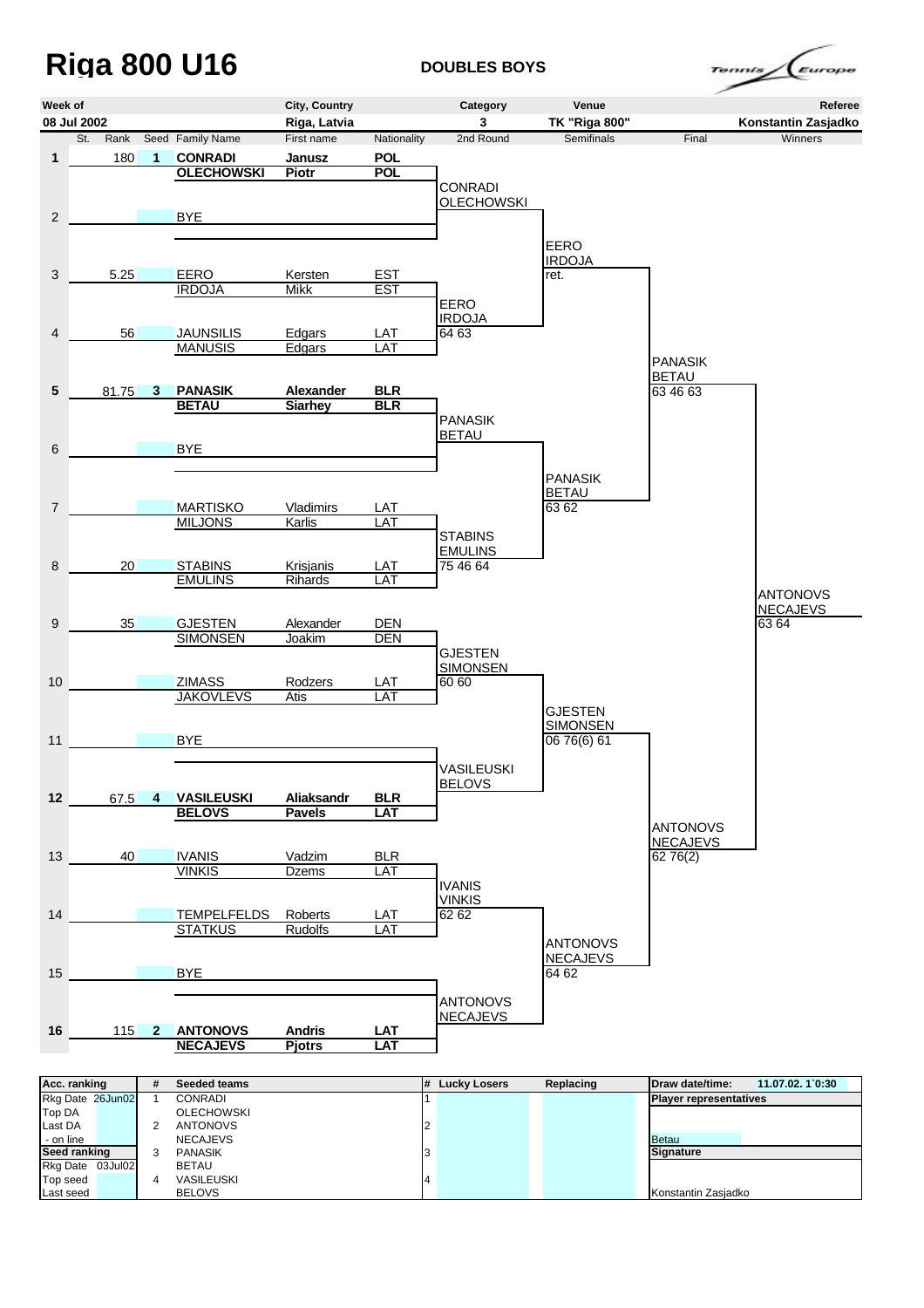# Riga 800 U16

**DOUBLES BOYS**

| Week of | City, Country | Category | Venue | Referee |
|---|---|---|---|---|
| 08 Jul 2002 | Riga, Latvia | 3 | TK "Riga 800" | Konstantin Zasjadko |

| St. | Rank | Seed | Family Name | First name | Nationality | 2nd Round | Semifinals | Final | Winners |
|---|---|---|---|---|---|---|---|---|---|
| 1 | 180 | 1 | **CONRADI** / **OLECHOWSKI** | **Janusz** / **Piotr** | **POL** / **POL** | CONRADI / OLECHOWSKI | | | |
| 2 | | | BYE | | | | EERO / IRDOJA ret. | | |
| 3 | 5.25 | | EERO / IRDOJA | Kersten / Mikk | EST / EST | EERO / IRDOJA 64 63 | | | |
| 4 | 56 | | JAUNSILIS / MANUSIS | Edgars / Edgars | LAT / LAT | | | PANASIK / BETAU 63 46 63 | |
| 5 | 81.75 | 3 | **PANASIK** / **BETAU** | **Alexander** / **Siarhey** | **BLR** / **BLR** | PANASIK / BETAU | | | |
| 6 | | | BYE | | | | PANASIK / BETAU 63 62 | | |
| 7 | | | MARTISKO / MILJONS | Vladimirs / Karlis | LAT / LAT | STABINS / EMULINS 75 46 64 | | | |
| 8 | 20 | | STABINS / EMULINS | Krisjanis / Rihards | LAT / LAT | | | | ANTONOVS / NECAJEVS 63 64 |
| 9 | 35 | | GJESTEN / SIMONSEN | Alexander / Joakim | DEN / DEN | GJESTEN / SIMONSEN 60 60 | | | |
| 10 | | | ZIMASS / JAKOVLEVS | Rodzers / Atis | LAT / LAT | | GJESTEN / SIMONSEN 06 76(6) 61 | | |
| 11 | | | BYE | | | VASILEUSKI / BELOVS | | | |
| 12 | 67.5 | 4 | **VASILEUSKI** / **BELOVS** | **Aliaksandr** / **Pavels** | **BLR** / **LAT** | | | ANTONOVS / NECAJEVS 62 76(2) | |
| 13 | 40 | | IVANIS / VINKIS | Vadzim / Dzems | BLR / LAT | IVANIS / VINKIS 62 62 | | | |
| 14 | | | TEMPELFELDS / STATKUS | Roberts / Rudolfs | LAT / LAT | | ANTONOVS / NECAJEVS 64 62 | | |
| 15 | | | BYE | | | ANTONOVS / NECAJEVS | | | |
| 16 | 115 | 2 | **ANTONOVS** / **NECAJEVS** | **Andris** / **Pjotrs** | **LAT** / **LAT** | | | | |

| Acc. ranking | | # | Seeded teams | # | Lucky Losers | Replacing | Draw date/time: 11.07.02. 1`0:30 |
|---|---|---|---|---|---|---|---|
| Rkg Date | 26Jun02 | 1 | CONRADI | 1 | | | **Player representatives** |
| Top DA | | | OLECHOWSKI | | | | |
| Last DA | | 2 | ANTONOVS | 2 | | | |
| - on line | | | NECAJEVS | | | | Betau |
| **Seed ranking** | | 3 | PANASIK | 3 | | | **Signature** |
| Rkg Date | 03Jul02 | | BETAU | | | | |
| Top seed | | 4 | VASILEUSKI | 4 | | | |
| Last seed | | | BELOVS | | | | Konstantin Zasjadko |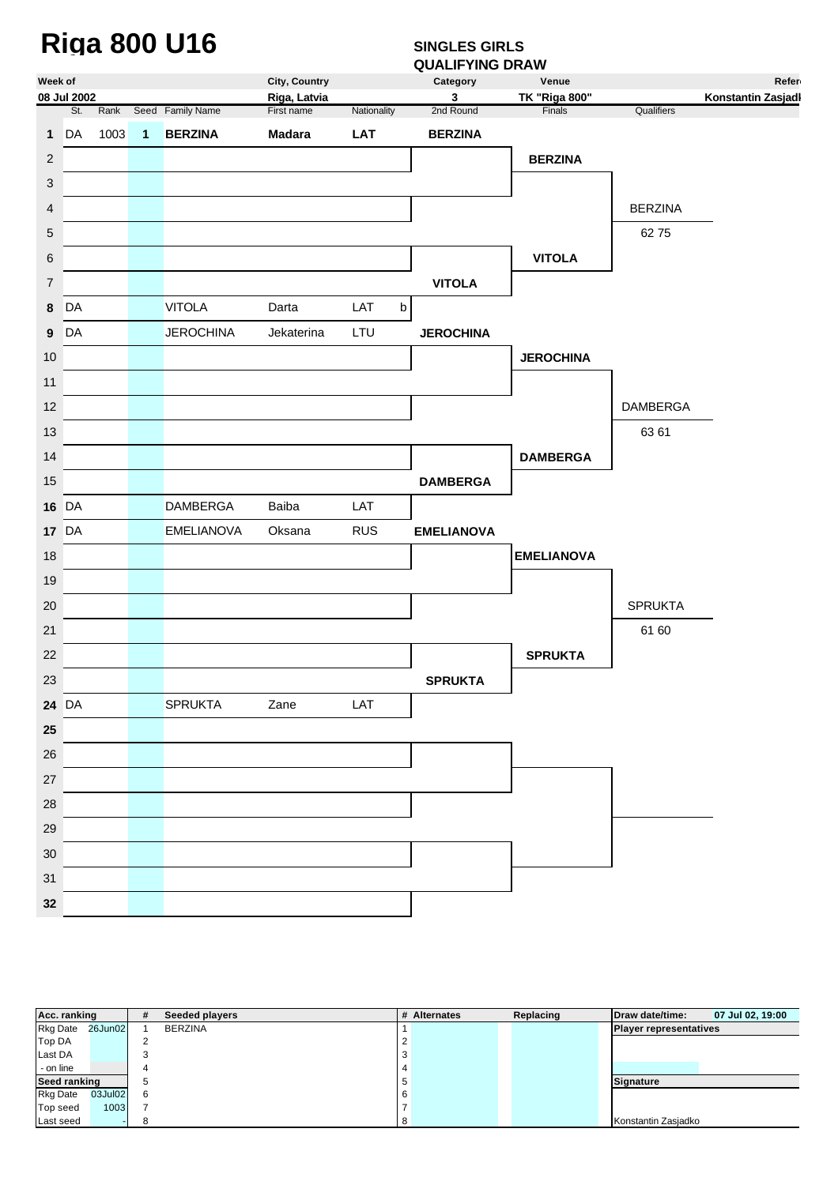# Riga 800 U16

**SINGLES GIRLS**
**QUALIFYING DRAW**

| Week of | City, Country | Category | Venue | Referee |
|---|---|---|---|---|
| 08 Jul 2002 | Riga, Latvia | 3 | TK "Riga 800" | Konstantin Zasjadko |

| # | St. | Rank | Seed | Family Name | First name | Nationality | 2nd Round | Finals | Qualifiers |
|---|---|---|---|---|---|---|---|---|---|
| 1 | DA | 1003 | 1 | **BERZINA** | **Madara** | **LAT** | **BERZINA** | | |
| 2 | | | | | | | | **BERZINA** | |
| 3 | | | | | | | | | |
| 4 | | | | | | | | | BERZINA |
| 5 | | | | | | | | | 62 75 |
| 6 | | | | | | | | **VITOLA** | |
| 7 | | | | | | | **VITOLA** | | |
| 8 | DA | | | VITOLA | Darta | LAT b | | | |
| 9 | DA | | | JEROCHINA | Jekaterina | LTU | **JEROCHINA** | | |
| 10 | | | | | | | | **JEROCHINA** | |
| 11 | | | | | | | | | |
| 12 | | | | | | | | | DAMBERGA |
| 13 | | | | | | | | | 63 61 |
| 14 | | | | | | | | **DAMBERGA** | |
| 15 | | | | | | | **DAMBERGA** | | |
| 16 | DA | | | DAMBERGA | Baiba | LAT | | | |
| 17 | DA | | | EMELIANOVA | Oksana | RUS | **EMELIANOVA** | | |
| 18 | | | | | | | | **EMELIANOVA** | |
| 19 | | | | | | | | | |
| 20 | | | | | | | | | SPRUKTA |
| 21 | | | | | | | | | 61 60 |
| 22 | | | | | | | | **SPRUKTA** | |
| 23 | | | | | | | **SPRUKTA** | | |
| 24 | DA | | | SPRUKTA | Zane | LAT | | | |
| 25 | | | | | | | | | |
| 26 | | | | | | | | | |
| 27 | | | | | | | | | |
| 28 | | | | | | | | | |
| 29 | | | | | | | | | |
| 30 | | | | | | | | | |
| 31 | | | | | | | | | |
| 32 | | | | | | | | | |

| Acc. ranking | | # | Seeded players | # | Alternates | Replacing | Draw date/time: | 07 Jul 02, 19:00 |
|---|---|---|---|---|---|---|---|---|
| Rkg Date | 26Jun02 | 1 | BERZINA | 1 | | | Player representatives | |
| Top DA | | 2 | | 2 | | | | |
| Last DA | | 3 | | 3 | | | | |
| - on line | | 4 | | 4 | | | | |
| **Seed ranking** | | 5 | | 5 | | | Signature | |
| Rkg Date | 03Jul02 | 6 | | 6 | | | | |
| Top seed | 1003 | 7 | | 7 | | | | |
| Last seed | - | 8 | | 8 | | | Konstantin Zasjadko | |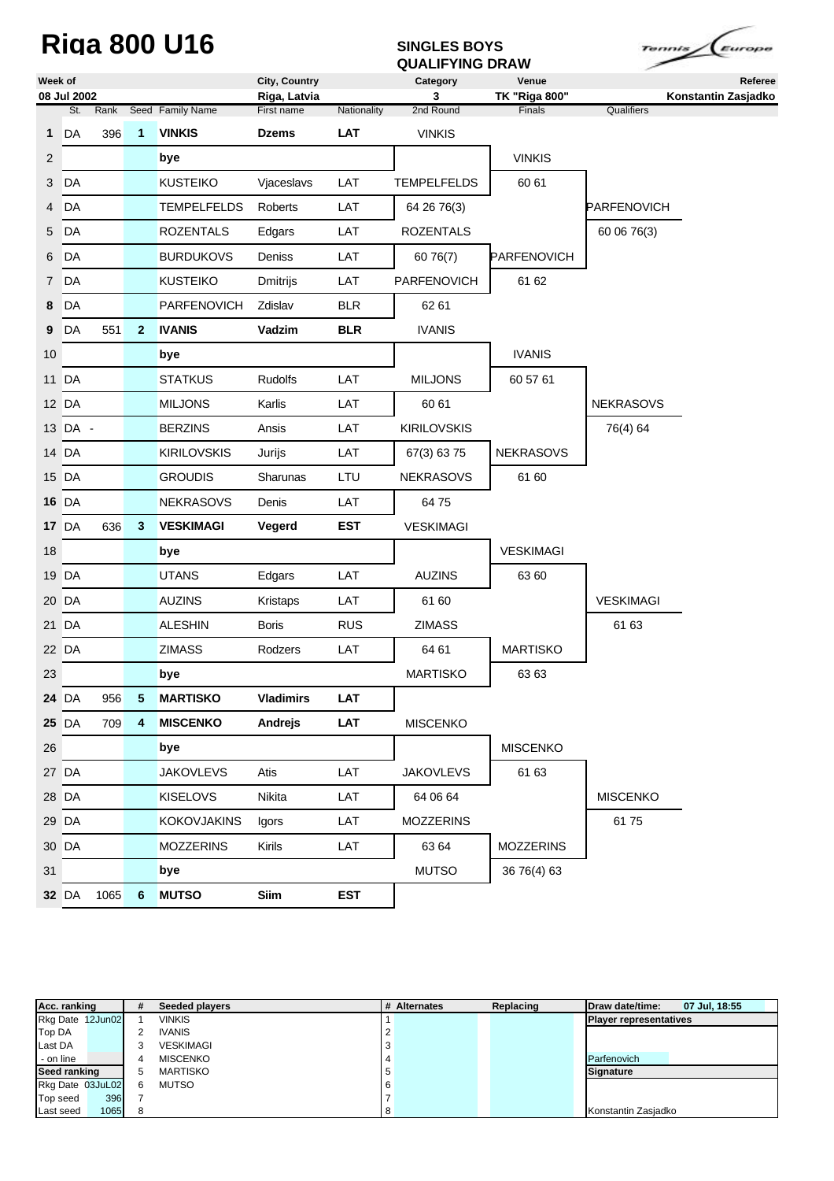# Riga 800 U16

**SINGLES BOYS**
**QUALIFYING DRAW**

Tennis Europe

| Week of | City, Country | Category | Venue | Referee |
|---|---|---|---|---|
| 08 Jul 2002 | Riga, Latvia | 3 | TK "Riga 800" | Konstantin Zasjadko |

| # | St. | Rank | Seed | Family Name | First name | Nationality | 2nd Round | Finals | Qualifiers |
|---|---|---|---|---|---|---|---|---|---|
| 1 | DA | 396 | 1 | **VINKIS** | **Dzems** | **LAT** | VINKIS | | |
| 2 | | | | **bye** | | | | VINKIS | |
| 3 | DA | | | KUSTEIKO | Vjaceslavs | LAT | TEMPELFELDS | 60 61 | |
| 4 | DA | | | TEMPELFELDS | Roberts | LAT | 64 26 76(3) | | PARFENOVICH |
| 5 | DA | | | ROZENTALS | Edgars | LAT | ROZENTALS | | 60 06 76(3) |
| 6 | DA | | | BURDUKOVS | Deniss | LAT | 60 76(7) | PARFENOVICH | |
| 7 | DA | | | KUSTEIKO | Dmitrijs | LAT | PARFENOVICH | 61 62 | |
| 8 | DA | | | PARFENOVICH | Zdislav | BLR | 62 61 | | |
| 9 | DA | 551 | 2 | **IVANIS** | **Vadzim** | **BLR** | IVANIS | | |
| 10 | | | | **bye** | | | | IVANIS | |
| 11 | DA | | | STATKUS | Rudolfs | LAT | MILJONS | 60 57 61 | |
| 12 | DA | | | MILJONS | Karlis | LAT | 60 61 | | NEKRASOVS |
| 13 | DA - | | | BERZINS | Ansis | LAT | KIRILOVSKIS | | 76(4) 64 |
| 14 | DA | | | KIRILOVSKIS | Jurijs | LAT | 67(3) 63 75 | NEKRASOVS | |
| 15 | DA | | | GROUDIS | Sharunas | LTU | NEKRASOVS | 61 60 | |
| 16 | DA | | | NEKRASOVS | Denis | LAT | 64 75 | | |
| 17 | DA | 636 | 3 | **VESKIMAGI** | **Vegerd** | **EST** | VESKIMAGI | | |
| 18 | | | | **bye** | | | | VESKIMAGI | |
| 19 | DA | | | UTANS | Edgars | LAT | AUZINS | 63 60 | |
| 20 | DA | | | AUZINS | Kristaps | LAT | 61 60 | | VESKIMAGI |
| 21 | DA | | | ALESHIN | Boris | RUS | ZIMASS | | 61 63 |
| 22 | DA | | | ZIMASS | Rodzers | LAT | 64 61 | MARTISKO | |
| 23 | | | | **bye** | | | MARTISKO | 63 63 | |
| 24 | DA | 956 | 5 | **MARTISKO** | **Vladimirs** | **LAT** | | | |
| 25 | DA | 709 | 4 | **MISCENKO** | **Andrejs** | **LAT** | MISCENKO | | |
| 26 | | | | **bye** | | | | MISCENKO | |
| 27 | DA | | | JAKOVLEVS | Atis | LAT | JAKOVLEVS | 61 63 | |
| 28 | DA | | | KISELOVS | Nikita | LAT | 64 06 64 | | MISCENKO |
| 29 | DA | | | KOKOVJAKINS | Igors | LAT | MOZZERINS | | 61 75 |
| 30 | DA | | | MOZZERINS | Kirils | LAT | 63 64 | MOZZERINS | |
| 31 | | | | **bye** | | | MUTSO | 36 76(4) 63 | |
| 32 | DA | 1065 | 6 | **MUTSO** | **Siim** | **EST** | | | |

| Acc. ranking | | # | Seeded players | # | Alternates | Replacing | Draw date/time: 07 Jul, 18:55 |
|---|---|---|---|---|---|---|---|
| Rkg Date | 12Jun02 | 1 | VINKIS | 1 | | | **Player representatives** |
| Top DA | | 2 | IVANIS | 2 | | | |
| Last DA | | 3 | VESKIMAGI | 3 | | | |
| - on line | | 4 | MISCENKO | 4 | | | Parfenovich |
| **Seed ranking** | | 5 | MARTISKO | 5 | | | **Signature** |
| Rkg Date | 03JuL02 | 6 | MUTSO | 6 | | | |
| Top seed | 396 | 7 | | 7 | | | |
| Last seed | 1065 | 8 | | 8 | | | Konstantin Zasjadko |